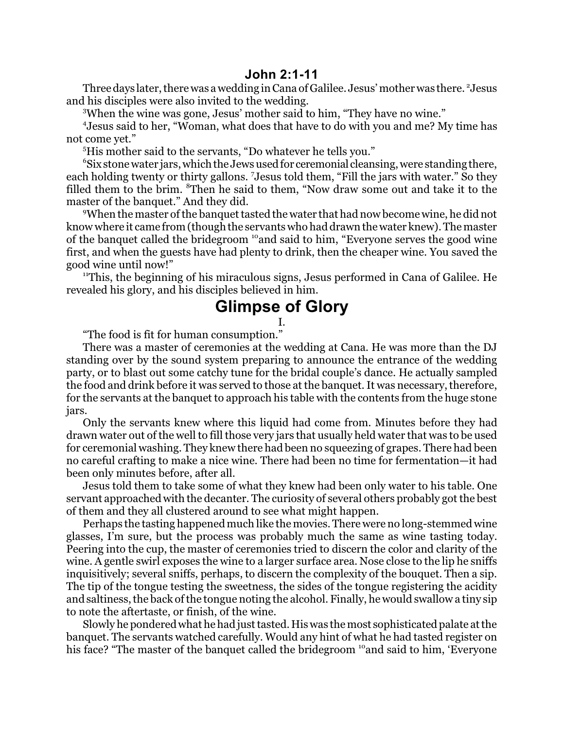## John 2:1-11

Three days later, there was a wedding in Cana of Galilee. Jesus' mother was there. [2]Jesus and his disciples were also invited to the wedding.

[3]When the wine was gone, Jesus' mother said to him, "They have no wine."

[4]Jesus said to her, "Woman, what does that have to do with you and me? My time has not come yet."

[5]His mother said to the servants, "Do whatever he tells you."

[6]Six stone water jars, which the Jews used for ceremonial cleansing, were standing there, each holding twenty or thirty gallons. [7]Jesus told them, "Fill the jars with water." So they filled them to the brim. [8]Then he said to them, "Now draw some out and take it to the master of the banquet." And they did.

[9]When the master of the banquet tasted the water that had now become wine, he did not know where it came from (though the servants who had drawn the water knew). The master of the banquet called the bridegroom [10]and said to him, "Everyone serves the good wine first, and when the guests have had plenty to drink, then the cheaper wine. You saved the good wine until now!"

[11]This, the beginning of his miraculous signs, Jesus performed in Cana of Galilee. He revealed his glory, and his disciples believed in him.

# Glimpse of Glory

I.

"The food is fit for human consumption."

There was a master of ceremonies at the wedding at Cana. He was more than the DJ standing over by the sound system preparing to announce the entrance of the wedding party, or to blast out some catchy tune for the bridal couple's dance. He actually sampled the food and drink before it was served to those at the banquet. It was necessary, therefore, for the servants at the banquet to approach his table with the contents from the huge stone jars.

Only the servants knew where this liquid had come from. Minutes before they had drawn water out of the well to fill those very jars that usually held water that was to be used for ceremonial washing. They knew there had been no squeezing of grapes. There had been no careful crafting to make a nice wine. There had been no time for fermentation—it had been only minutes before, after all.

Jesus told them to take some of what they knew had been only water to his table. One servant approached with the decanter. The curiosity of several others probably got the best of them and they all clustered around to see what might happen.

Perhaps the tasting happened much like the movies. There were no long-stemmed wine glasses, I'm sure, but the process was probably much the same as wine tasting today. Peering into the cup, the master of ceremonies tried to discern the color and clarity of the wine. A gentle swirl exposes the wine to a larger surface area. Nose close to the lip he sniffs inquisitively; several sniffs, perhaps, to discern the complexity of the bouquet. Then a sip. The tip of the tongue testing the sweetness, the sides of the tongue registering the acidity and saltiness, the back of the tongue noting the alcohol. Finally, he would swallow a tiny sip to note the aftertaste, or finish, of the wine.

Slowly he pondered what he had just tasted. His was the most sophisticated palate at the banquet. The servants watched carefully. Would any hint of what he had tasted register on his face? "The master of the banquet called the bridegroom [10]and said to him, 'Everyone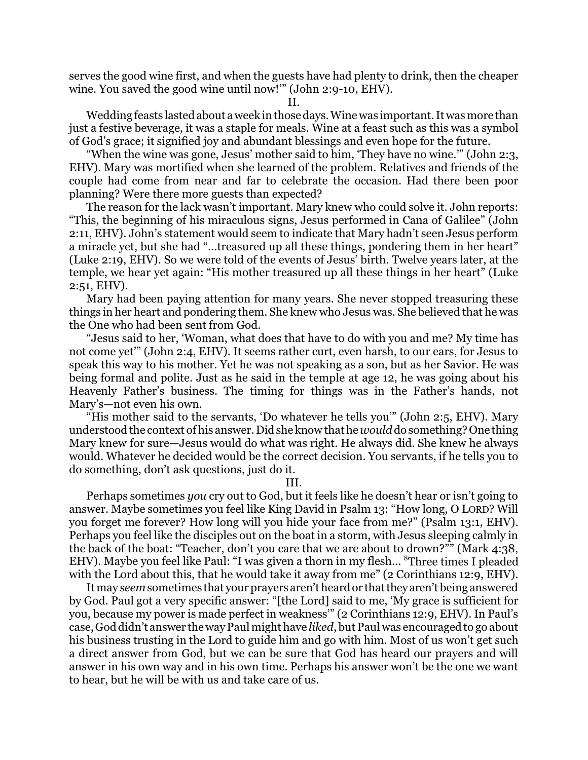serves the good wine first, and when the guests have had plenty to drink, then the cheaper wine. You saved the good wine until now!'" (John 2:9-10, EHV).

II.

Wedding feasts lasted about a week in those days. Wine was important. It was more than just a festive beverage, it was a staple for meals. Wine at a feast such as this was a symbol of God's grace; it signified joy and abundant blessings and even hope for the future.

"When the wine was gone, Jesus' mother said to him, 'They have no wine.'" (John 2:3, EHV). Mary was mortified when she learned of the problem. Relatives and friends of the couple had come from near and far to celebrate the occasion. Had there been poor planning? Were there more guests than expected?

The reason for the lack wasn't important. Mary knew who could solve it. John reports: "This, the beginning of his miraculous signs, Jesus performed in Cana of Galilee" (John 2:11, EHV). John's statement would seem to indicate that Mary hadn't seen Jesus perform a miracle yet, but she had "…treasured up all these things, pondering them in her heart" (Luke 2:19, EHV). So we were told of the events of Jesus' birth. Twelve years later, at the temple, we hear yet again: "His mother treasured up all these things in her heart" (Luke 2:51, EHV).

Mary had been paying attention for many years. She never stopped treasuring these things in her heart and pondering them. She knew who Jesus was. She believed that he was the One who had been sent from God.

"Jesus said to her, 'Woman, what does that have to do with you and me? My time has not come yet'" (John 2:4, EHV). It seems rather curt, even harsh, to our ears, for Jesus to speak this way to his mother. Yet he was not speaking as a son, but as her Savior. He was being formal and polite. Just as he said in the temple at age 12, he was going about his Heavenly Father's business. The timing for things was in the Father's hands, not Mary's—not even his own.

"His mother said to the servants, 'Do whatever he tells you'" (John 2:5, EHV). Mary understood the context of his answer. Did she know that he *would* do something? One thing Mary knew for sure—Jesus would do what was right. He always did. She knew he always would. Whatever he decided would be the correct decision. You servants, if he tells you to do something, don't ask questions, just do it.

III.

Perhaps sometimes *you* cry out to God, but it feels like he doesn't hear or isn't going to answer. Maybe sometimes you feel like King David in Psalm 13: "How long, O LORD? Will you forget me forever? How long will you hide your face from me?" (Psalm 13:1, EHV). Perhaps you feel like the disciples out on the boat in a storm, with Jesus sleeping calmly in the back of the boat: "Teacher, don't you care that we are about to drown?"" (Mark 4:38, EHV). Maybe you feel like Paul: "I was given a thorn in my flesh… [8]Three times I pleaded with the Lord about this, that he would take it away from me" (2 Corinthians 12:9, EHV).

It may *seem* sometimes that your prayers aren't heard or that they aren't being answered by God. Paul got a very specific answer: "[the Lord] said to me, 'My grace is sufficient for you, because my power is made perfect in weakness'" (2 Corinthians 12:9, EHV). In Paul's case, God didn't answer the way Paul might have *liked*, but Paul was encouraged to go about his business trusting in the Lord to guide him and go with him. Most of us won't get such a direct answer from God, but we can be sure that God has heard our prayers and will answer in his own way and in his own time. Perhaps his answer won't be the one we want to hear, but he will be with us and take care of us.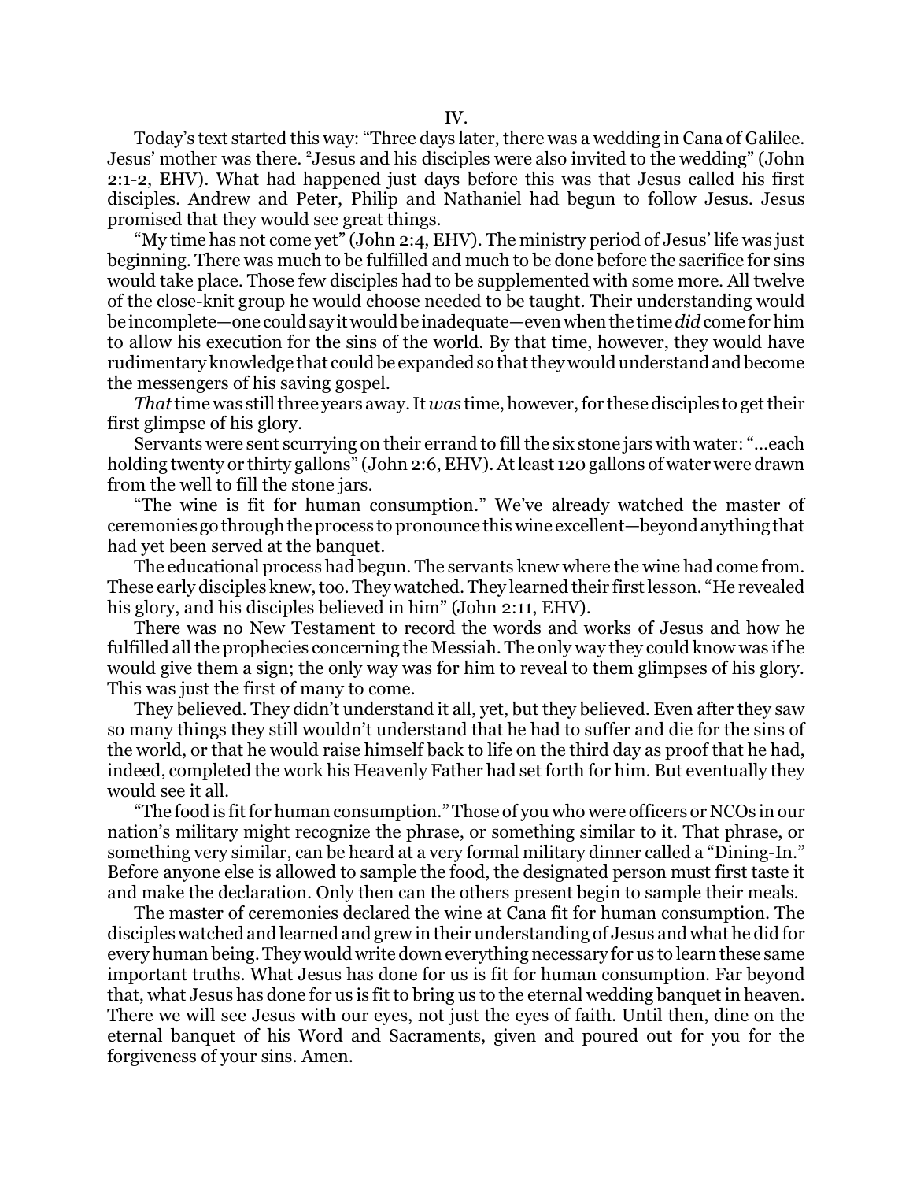# IV.

Today's text started this way: "Three days later, there was a wedding in Cana of Galilee. Jesus' mother was there. [2]Jesus and his disciples were also invited to the wedding" (John 2:1-2, EHV). What had happened just days before this was that Jesus called his first disciples. Andrew and Peter, Philip and Nathaniel had begun to follow Jesus. Jesus promised that they would see great things.

"My time has not come yet" (John 2:4, EHV). The ministry period of Jesus' life was just beginning. There was much to be fulfilled and much to be done before the sacrifice for sins would take place. Those few disciples had to be supplemented with some more. All twelve of the close-knit group he would choose needed to be taught. Their understanding would be incomplete—one could say it would be inadequate—even when the time *did* come for him to allow his execution for the sins of the world. By that time, however, they would have rudimentary knowledge that could be expanded so that they would understand and become the messengers of his saving gospel.

*That* time was still three years away. It *was* time, however, for these disciples to get their first glimpse of his glory.

Servants were sent scurrying on their errand to fill the six stone jars with water: "...each holding twenty or thirty gallons" (John 2:6, EHV). At least 120 gallons of water were drawn from the well to fill the stone jars.

"The wine is fit for human consumption." We've already watched the master of ceremonies go through the process to pronounce this wine excellent—beyond anything that had yet been served at the banquet.

The educational process had begun. The servants knew where the wine had come from. These early disciples knew, too. They watched. They learned their first lesson. "He revealed his glory, and his disciples believed in him" (John 2:11, EHV).

There was no New Testament to record the words and works of Jesus and how he fulfilled all the prophecies concerning the Messiah. The only way they could know was if he would give them a sign; the only way was for him to reveal to them glimpses of his glory. This was just the first of many to come.

They believed. They didn't understand it all, yet, but they believed. Even after they saw so many things they still wouldn't understand that he had to suffer and die for the sins of the world, or that he would raise himself back to life on the third day as proof that he had, indeed, completed the work his Heavenly Father had set forth for him. But eventually they would see it all.

"The food is fit for human consumption." Those of you who were officers or NCOs in our nation's military might recognize the phrase, or something similar to it. That phrase, or something very similar, can be heard at a very formal military dinner called a "Dining-In." Before anyone else is allowed to sample the food, the designated person must first taste it and make the declaration. Only then can the others present begin to sample their meals.

The master of ceremonies declared the wine at Cana fit for human consumption. The disciples watched and learned and grew in their understanding of Jesus and what he did for every human being. They would write down everything necessary for us to learn these same important truths. What Jesus has done for us is fit for human consumption. Far beyond that, what Jesus has done for us is fit to bring us to the eternal wedding banquet in heaven. There we will see Jesus with our eyes, not just the eyes of faith. Until then, dine on the eternal banquet of his Word and Sacraments, given and poured out for you for the forgiveness of your sins. Amen.